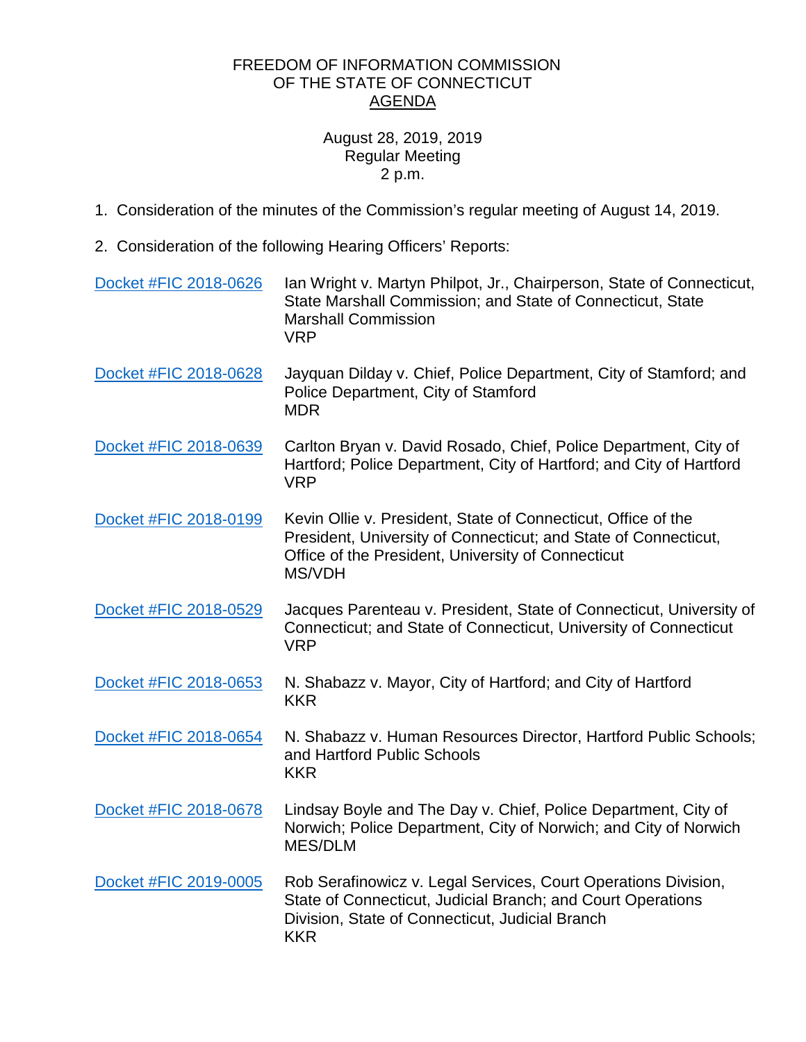# FREEDOM OF INFORMATION COMMISSION
# OF THE STATE OF CONNECTICUT
# AGENDA

August 28, 2019, 2019
Regular Meeting
2 p.m.

1. Consideration of the minutes of the Commission's regular meeting of August 14, 2019.

2. Consideration of the following Hearing Officers' Reports:

| | |
|---|---|
| Docket #FIC 2018-0626 | Ian Wright v. Martyn Philpot, Jr., Chairperson, State of Connecticut, State Marshall Commission; and State of Connecticut, State Marshall Commission<br>VRP |
| Docket #FIC 2018-0628 | Jayquan Dilday v. Chief, Police Department, City of Stamford; and Police Department, City of Stamford<br>MDR |
| Docket #FIC 2018-0639 | Carlton Bryan v. David Rosado, Chief, Police Department, City of Hartford; Police Department, City of Hartford; and City of Hartford<br>VRP |
| Docket #FIC 2018-0199 | Kevin Ollie v. President, State of Connecticut, Office of the President, University of Connecticut; and State of Connecticut, Office of the President, University of Connecticut<br>MS/VDH |
| Docket #FIC 2018-0529 | Jacques Parenteau v. President, State of Connecticut, University of Connecticut; and State of Connecticut, University of Connecticut<br>VRP |
| Docket #FIC 2018-0653 | N. Shabazz v. Mayor, City of Hartford; and City of Hartford<br>KKR |
| Docket #FIC 2018-0654 | N. Shabazz v. Human Resources Director, Hartford Public Schools; and Hartford Public Schools<br>KKR |
| Docket #FIC 2018-0678 | Lindsay Boyle and The Day v. Chief, Police Department, City of Norwich; Police Department, City of Norwich; and City of Norwich<br>MES/DLM |
| Docket #FIC 2019-0005 | Rob Serafinowicz v. Legal Services, Court Operations Division, State of Connecticut, Judicial Branch; and Court Operations Division, State of Connecticut, Judicial Branch<br>KKR |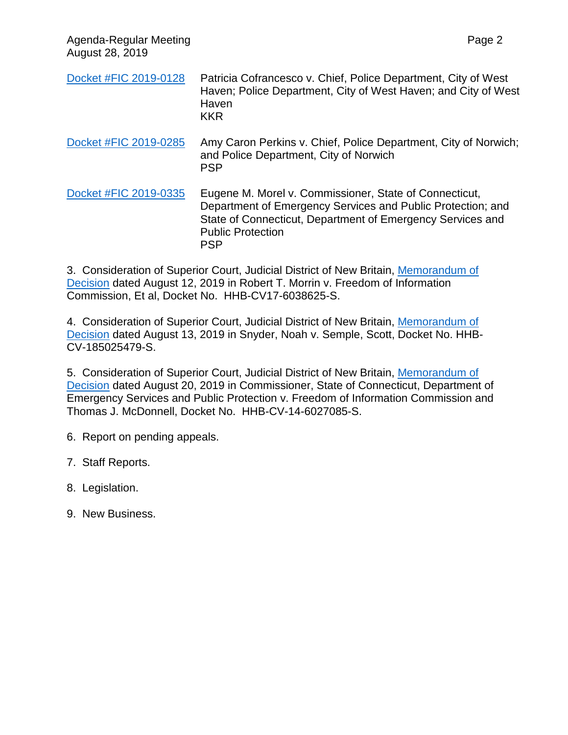| | |
|---|---|
| Docket #FIC 2019-0128 | Patricia Cofrancesco v. Chief, Police Department, City of West Haven; Police Department, City of West Haven; and City of West Haven<br>KKR |
| Docket #FIC 2019-0285 | Amy Caron Perkins v. Chief, Police Department, City of Norwich; and Police Department, City of Norwich<br>PSP |
| Docket #FIC 2019-0335 | Eugene M. Morel v. Commissioner, State of Connecticut, Department of Emergency Services and Public Protection; and State of Connecticut, Department of Emergency Services and Public Protection<br>PSP |

3. Consideration of Superior Court, Judicial District of New Britain, Memorandum of Decision dated August 12, 2019 in Robert T. Morrin v. Freedom of Information Commission, Et al, Docket No. HHB-CV17-6038625-S.

4. Consideration of Superior Court, Judicial District of New Britain, Memorandum of Decision dated August 13, 2019 in Snyder, Noah v. Semple, Scott, Docket No. HHB-CV-185025479-S.

5. Consideration of Superior Court, Judicial District of New Britain, Memorandum of Decision dated August 20, 2019 in Commissioner, State of Connecticut, Department of Emergency Services and Public Protection v. Freedom of Information Commission and Thomas J. McDonnell, Docket No. HHB-CV-14-6027085-S.

6. Report on pending appeals.

7. Staff Reports.

8. Legislation.

9. New Business.